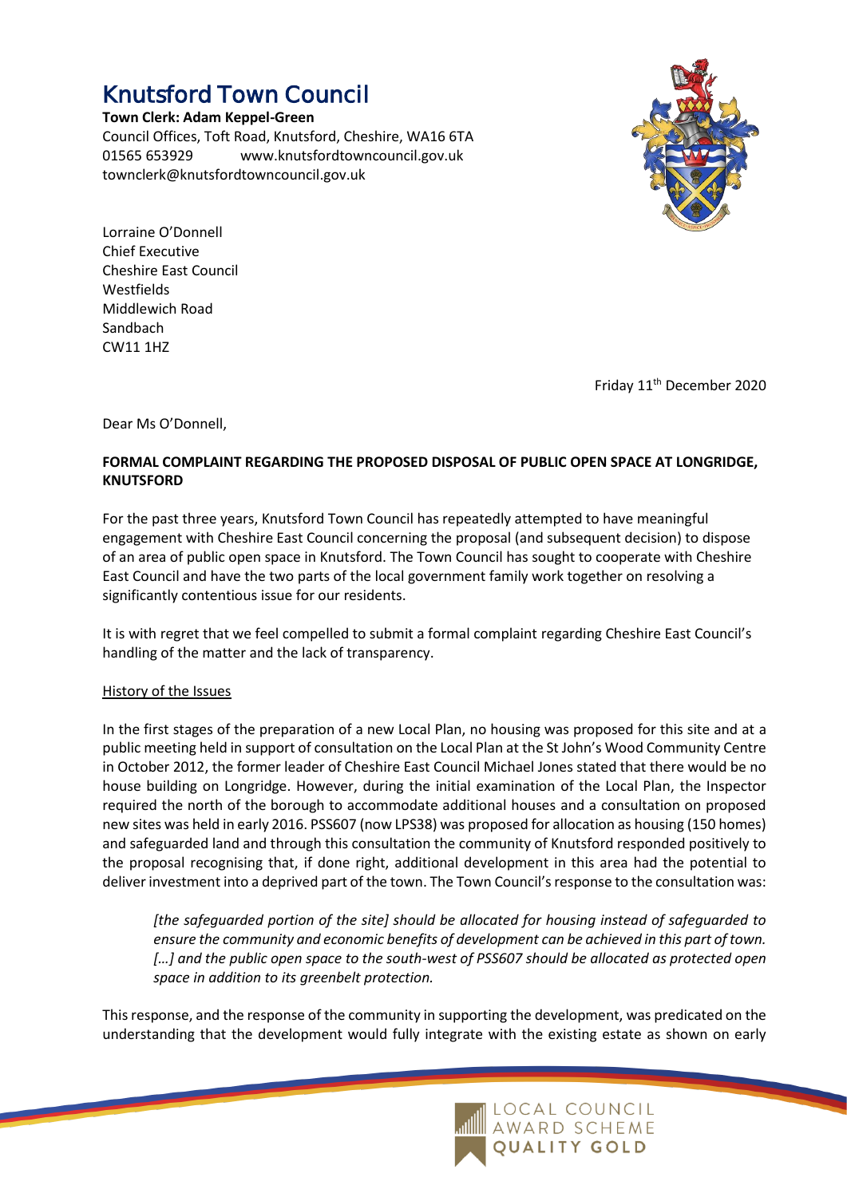# Knutsford Town Council

**Town Clerk: Adam Keppel-Green**
Council Offices, Toft Road, Knutsford, Cheshire, WA16 6TA
01565 653929 www.knutsfordtowncouncil.gov.uk
townclerk@knutsfordtowncouncil.gov.uk

Lorraine O'Donnell
Chief Executive
Cheshire East Council
Westfields
Middlewich Road
Sandbach
CW11 1HZ

Friday 11th December 2020

Dear Ms O'Donnell,

**FORMAL COMPLAINT REGARDING THE PROPOSED DISPOSAL OF PUBLIC OPEN SPACE AT LONGRIDGE, KNUTSFORD**

For the past three years, Knutsford Town Council has repeatedly attempted to have meaningful engagement with Cheshire East Council concerning the proposal (and subsequent decision) to dispose of an area of public open space in Knutsford. The Town Council has sought to cooperate with Cheshire East Council and have the two parts of the local government family work together on resolving a significantly contentious issue for our residents.

It is with regret that we feel compelled to submit a formal complaint regarding Cheshire East Council's handling of the matter and the lack of transparency.

<u>History of the Issues</u>

In the first stages of the preparation of a new Local Plan, no housing was proposed for this site and at a public meeting held in support of consultation on the Local Plan at the St John's Wood Community Centre in October 2012, the former leader of Cheshire East Council Michael Jones stated that there would be no house building on Longridge. However, during the initial examination of the Local Plan, the Inspector required the north of the borough to accommodate additional houses and a consultation on proposed new sites was held in early 2016. PSS607 (now LPS38) was proposed for allocation as housing (150 homes) and safeguarded land and through this consultation the community of Knutsford responded positively to the proposal recognising that, if done right, additional development in this area had the potential to deliver investment into a deprived part of the town. The Town Council's response to the consultation was:

> *[the safeguarded portion of the site] should be allocated for housing instead of safeguarded to ensure the community and economic benefits of development can be achieved in this part of town. […] and the public open space to the south-west of PSS607 should be allocated as protected open space in addition to its greenbelt protection.*

This response, and the response of the community in supporting the development, was predicated on the understanding that the development would fully integrate with the existing estate as shown on early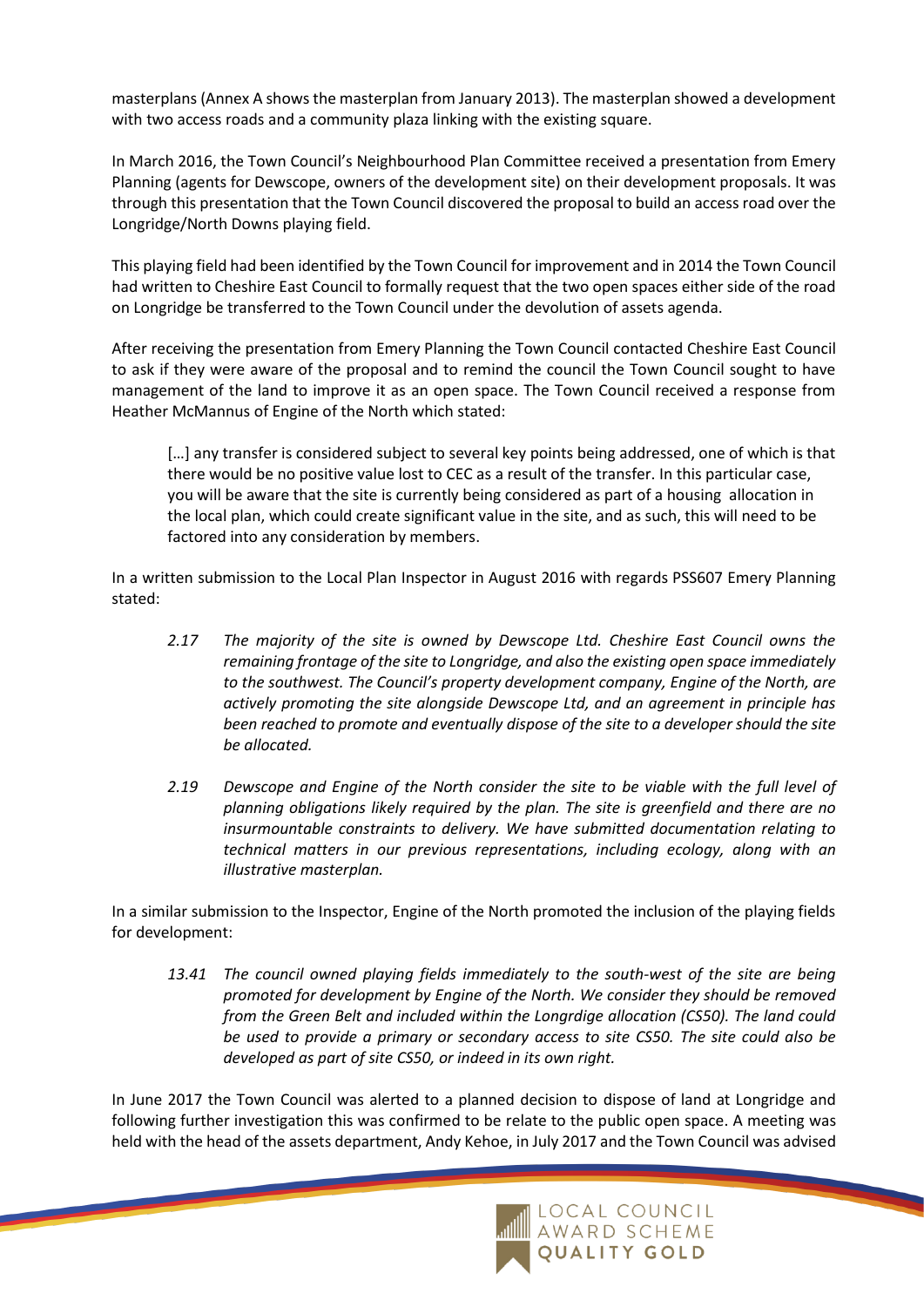masterplans (Annex A shows the masterplan from January 2013). The masterplan showed a development with two access roads and a community plaza linking with the existing square.

In March 2016, the Town Council's Neighbourhood Plan Committee received a presentation from Emery Planning (agents for Dewscope, owners of the development site) on their development proposals. It was through this presentation that the Town Council discovered the proposal to build an access road over the Longridge/North Downs playing field.

This playing field had been identified by the Town Council for improvement and in 2014 the Town Council had written to Cheshire East Council to formally request that the two open spaces either side of the road on Longridge be transferred to the Town Council under the devolution of assets agenda.

After receiving the presentation from Emery Planning the Town Council contacted Cheshire East Council to ask if they were aware of the proposal and to remind the council the Town Council sought to have management of the land to improve it as an open space. The Town Council received a response from Heather McMannus of Engine of the North which stated:

> […] any transfer is considered subject to several key points being addressed, one of which is that there would be no positive value lost to CEC as a result of the transfer. In this particular case, you will be aware that the site is currently being considered as part of a housing allocation in the local plan, which could create significant value in the site, and as such, this will need to be factored into any consideration by members.

In a written submission to the Local Plan Inspector in August 2016 with regards PSS607 Emery Planning stated:

> *2.17 The majority of the site is owned by Dewscope Ltd. Cheshire East Council owns the remaining frontage of the site to Longridge, and also the existing open space immediately to the southwest. The Council's property development company, Engine of the North, are actively promoting the site alongside Dewscope Ltd, and an agreement in principle has been reached to promote and eventually dispose of the site to a developer should the site be allocated.*
>
> *2.19 Dewscope and Engine of the North consider the site to be viable with the full level of planning obligations likely required by the plan. The site is greenfield and there are no insurmountable constraints to delivery. We have submitted documentation relating to technical matters in our previous representations, including ecology, along with an illustrative masterplan.*

In a similar submission to the Inspector, Engine of the North promoted the inclusion of the playing fields for development:

> *13.41 The council owned playing fields immediately to the south-west of the site are being promoted for development by Engine of the North. We consider they should be removed from the Green Belt and included within the Longrdige allocation (CS50). The land could be used to provide a primary or secondary access to site CS50. The site could also be developed as part of site CS50, or indeed in its own right.*

In June 2017 the Town Council was alerted to a planned decision to dispose of land at Longridge and following further investigation this was confirmed to be relate to the public open space. A meeting was held with the head of the assets department, Andy Kehoe, in July 2017 and the Town Council was advised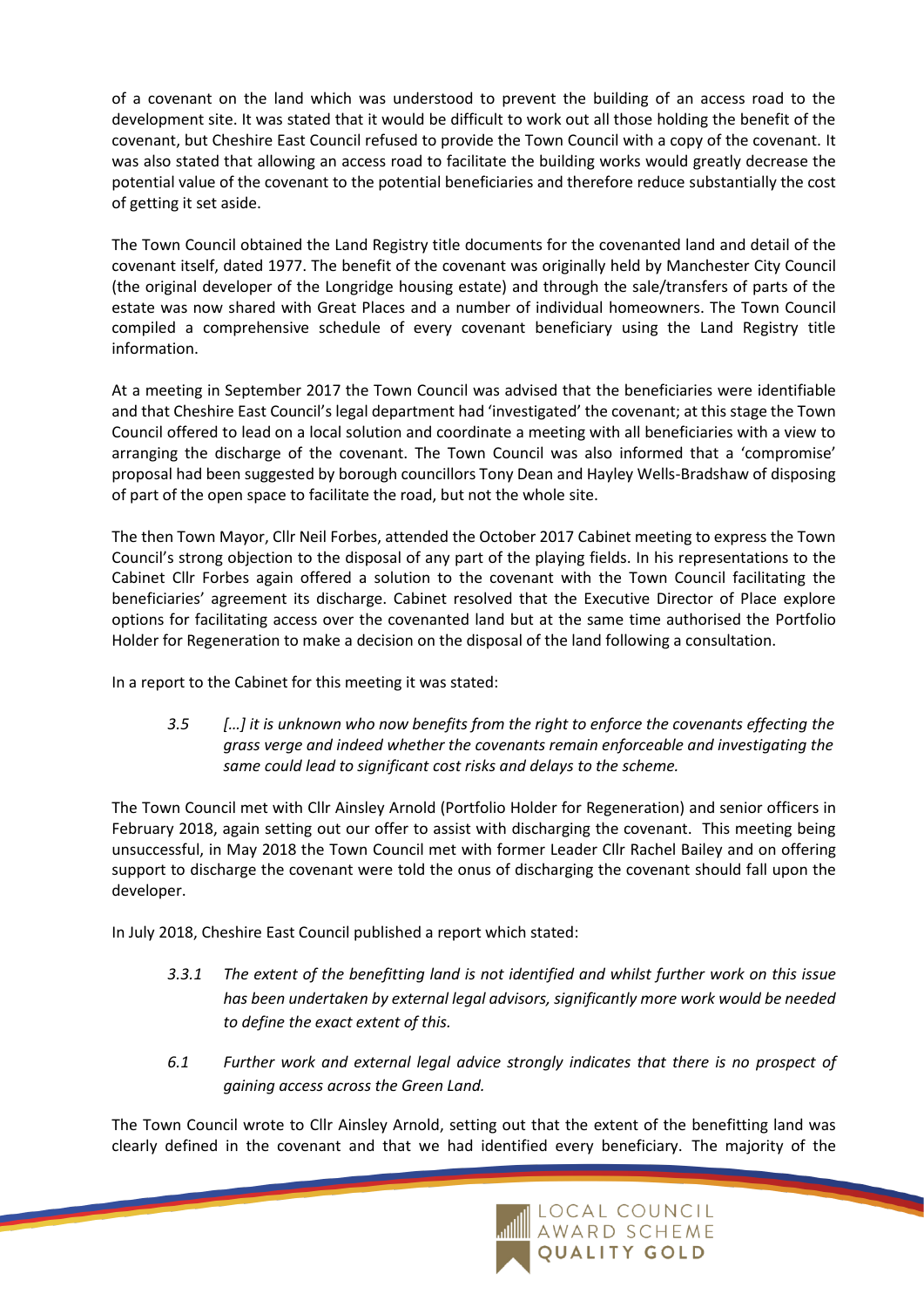of a covenant on the land which was understood to prevent the building of an access road to the development site. It was stated that it would be difficult to work out all those holding the benefit of the covenant, but Cheshire East Council refused to provide the Town Council with a copy of the covenant. It was also stated that allowing an access road to facilitate the building works would greatly decrease the potential value of the covenant to the potential beneficiaries and therefore reduce substantially the cost of getting it set aside.

The Town Council obtained the Land Registry title documents for the covenanted land and detail of the covenant itself, dated 1977. The benefit of the covenant was originally held by Manchester City Council (the original developer of the Longridge housing estate) and through the sale/transfers of parts of the estate was now shared with Great Places and a number of individual homeowners. The Town Council compiled a comprehensive schedule of every covenant beneficiary using the Land Registry title information.

At a meeting in September 2017 the Town Council was advised that the beneficiaries were identifiable and that Cheshire East Council's legal department had 'investigated' the covenant; at this stage the Town Council offered to lead on a local solution and coordinate a meeting with all beneficiaries with a view to arranging the discharge of the covenant. The Town Council was also informed that a 'compromise' proposal had been suggested by borough councillors Tony Dean and Hayley Wells-Bradshaw of disposing of part of the open space to facilitate the road, but not the whole site.

The then Town Mayor, Cllr Neil Forbes, attended the October 2017 Cabinet meeting to express the Town Council's strong objection to the disposal of any part of the playing fields. In his representations to the Cabinet Cllr Forbes again offered a solution to the covenant with the Town Council facilitating the beneficiaries' agreement its discharge. Cabinet resolved that the Executive Director of Place explore options for facilitating access over the covenanted land but at the same time authorised the Portfolio Holder for Regeneration to make a decision on the disposal of the land following a consultation.

In a report to the Cabinet for this meeting it was stated:

> *3.5 […] it is unknown who now benefits from the right to enforce the covenants effecting the grass verge and indeed whether the covenants remain enforceable and investigating the same could lead to significant cost risks and delays to the scheme.*

The Town Council met with Cllr Ainsley Arnold (Portfolio Holder for Regeneration) and senior officers in February 2018, again setting out our offer to assist with discharging the covenant. This meeting being unsuccessful, in May 2018 the Town Council met with former Leader Cllr Rachel Bailey and on offering support to discharge the covenant were told the onus of discharging the covenant should fall upon the developer.

In July 2018, Cheshire East Council published a report which stated:

> *3.3.1 The extent of the benefitting land is not identified and whilst further work on this issue has been undertaken by external legal advisors, significantly more work would be needed to define the exact extent of this.*
>
> *6.1 Further work and external legal advice strongly indicates that there is no prospect of gaining access across the Green Land.*

The Town Council wrote to Cllr Ainsley Arnold, setting out that the extent of the benefitting land was clearly defined in the covenant and that we had identified every beneficiary. The majority of the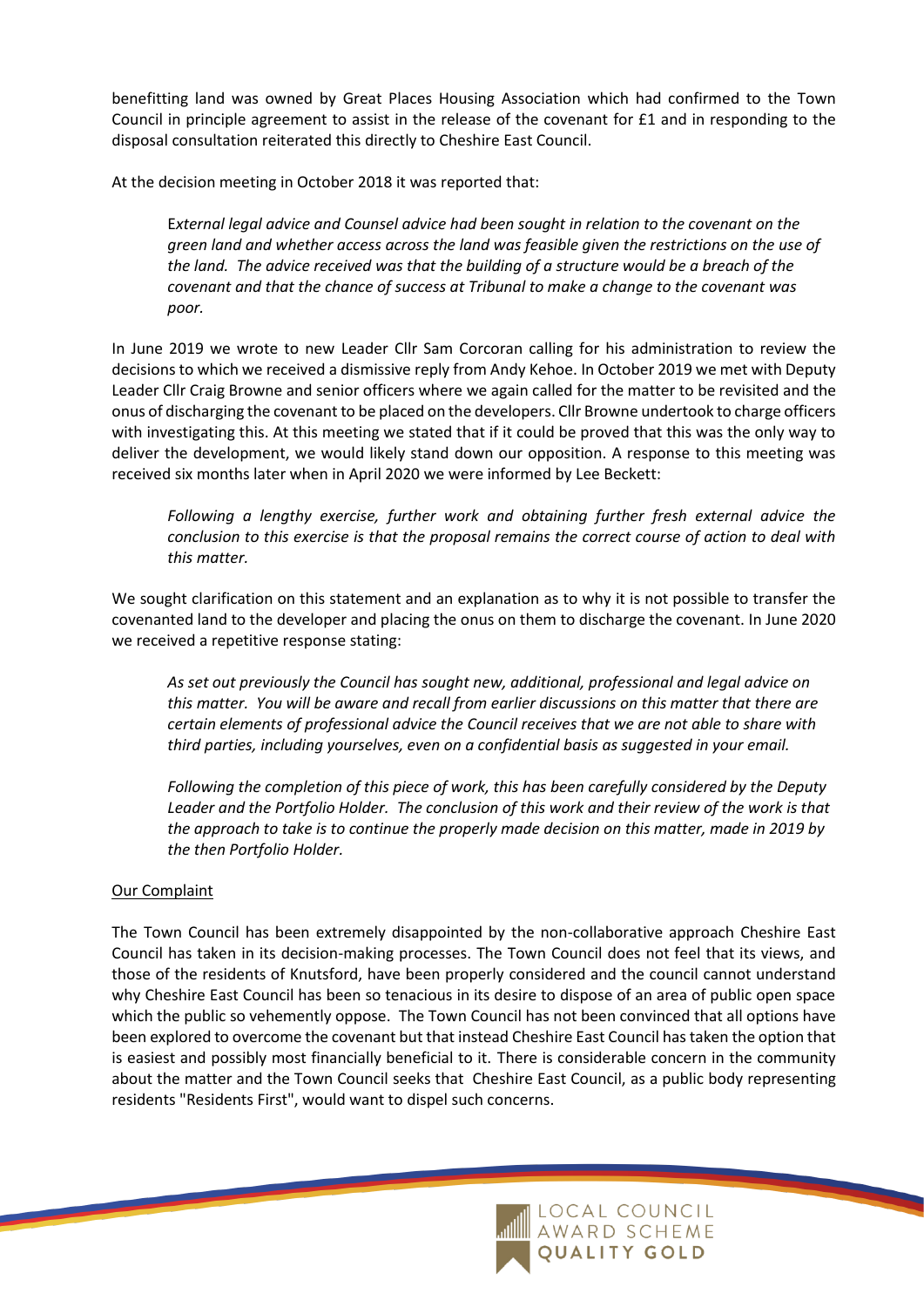benefitting land was owned by Great Places Housing Association which had confirmed to the Town Council in principle agreement to assist in the release of the covenant for £1 and in responding to the disposal consultation reiterated this directly to Cheshire East Council.

At the decision meeting in October 2018 it was reported that:

> *External legal advice and Counsel advice had been sought in relation to the covenant on the green land and whether access across the land was feasible given the restrictions on the use of the land. The advice received was that the building of a structure would be a breach of the covenant and that the chance of success at Tribunal to make a change to the covenant was poor.*

In June 2019 we wrote to new Leader Cllr Sam Corcoran calling for his administration to review the decisions to which we received a dismissive reply from Andy Kehoe. In October 2019 we met with Deputy Leader Cllr Craig Browne and senior officers where we again called for the matter to be revisited and the onus of discharging the covenant to be placed on the developers. Cllr Browne undertook to charge officers with investigating this. At this meeting we stated that if it could be proved that this was the only way to deliver the development, we would likely stand down our opposition. A response to this meeting was received six months later when in April 2020 we were informed by Lee Beckett:

> *Following a lengthy exercise, further work and obtaining further fresh external advice the conclusion to this exercise is that the proposal remains the correct course of action to deal with this matter.*

We sought clarification on this statement and an explanation as to why it is not possible to transfer the covenanted land to the developer and placing the onus on them to discharge the covenant. In June 2020 we received a repetitive response stating:

> *As set out previously the Council has sought new, additional, professional and legal advice on this matter. You will be aware and recall from earlier discussions on this matter that there are certain elements of professional advice the Council receives that we are not able to share with third parties, including yourselves, even on a confidential basis as suggested in your email.*
>
> *Following the completion of this piece of work, this has been carefully considered by the Deputy Leader and the Portfolio Holder. The conclusion of this work and their review of the work is that the approach to take is to continue the properly made decision on this matter, made in 2019 by the then Portfolio Holder.*

<u>Our Complaint</u>

The Town Council has been extremely disappointed by the non-collaborative approach Cheshire East Council has taken in its decision-making processes. The Town Council does not feel that its views, and those of the residents of Knutsford, have been properly considered and the council cannot understand why Cheshire East Council has been so tenacious in its desire to dispose of an area of public open space which the public so vehemently oppose. The Town Council has not been convinced that all options have been explored to overcome the covenant but that instead Cheshire East Council has taken the option that is easiest and possibly most financially beneficial to it. There is considerable concern in the community about the matter and the Town Council seeks that Cheshire East Council, as a public body representing residents "Residents First", would want to dispel such concerns.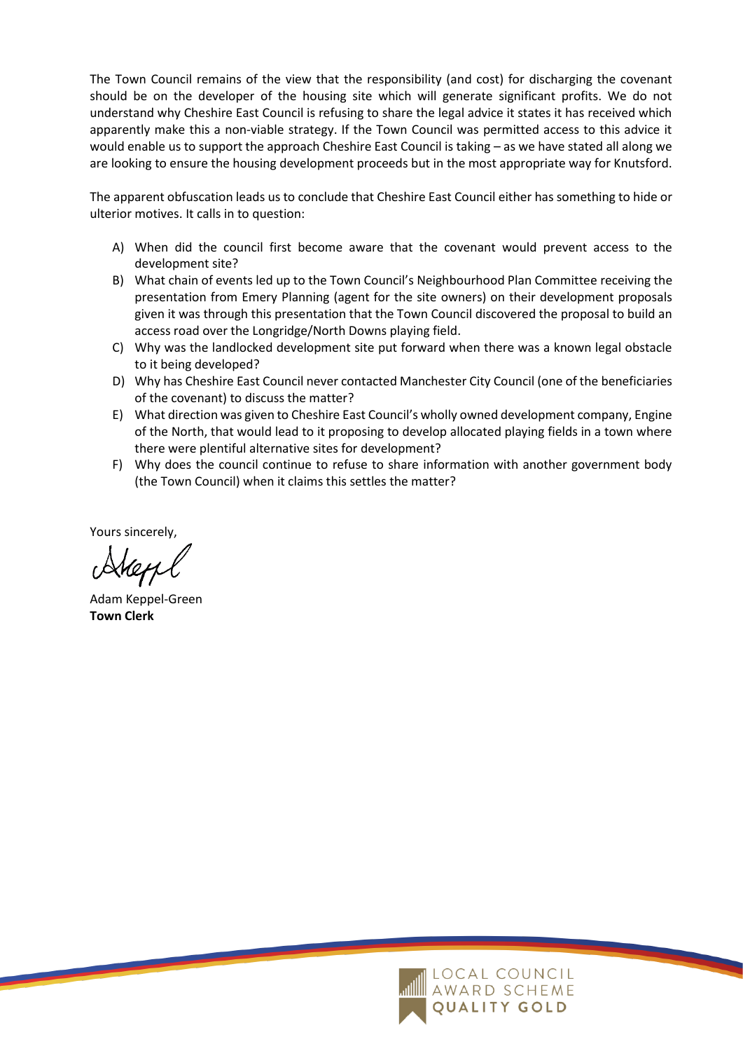The Town Council remains of the view that the responsibility (and cost) for discharging the covenant should be on the developer of the housing site which will generate significant profits. We do not understand why Cheshire East Council is refusing to share the legal advice it states it has received which apparently make this a non-viable strategy. If the Town Council was permitted access to this advice it would enable us to support the approach Cheshire East Council is taking – as we have stated all along we are looking to ensure the housing development proceeds but in the most appropriate way for Knutsford.

The apparent obfuscation leads us to conclude that Cheshire East Council either has something to hide or ulterior motives. It calls in to question:

A) When did the council first become aware that the covenant would prevent access to the development site?
B) What chain of events led up to the Town Council's Neighbourhood Plan Committee receiving the presentation from Emery Planning (agent for the site owners) on their development proposals given it was through this presentation that the Town Council discovered the proposal to build an access road over the Longridge/North Downs playing field.
C) Why was the landlocked development site put forward when there was a known legal obstacle to it being developed?
D) Why has Cheshire East Council never contacted Manchester City Council (one of the beneficiaries of the covenant) to discuss the matter?
E) What direction was given to Cheshire East Council's wholly owned development company, Engine of the North, that would lead to it proposing to develop allocated playing fields in a town where there were plentiful alternative sites for development?
F) Why does the council continue to refuse to share information with another government body (the Town Council) when it claims this settles the matter?

Yours sincerely,

Adam Keppel-Green
**Town Clerk**

LOCAL COUNCIL AWARD SCHEME QUALITY GOLD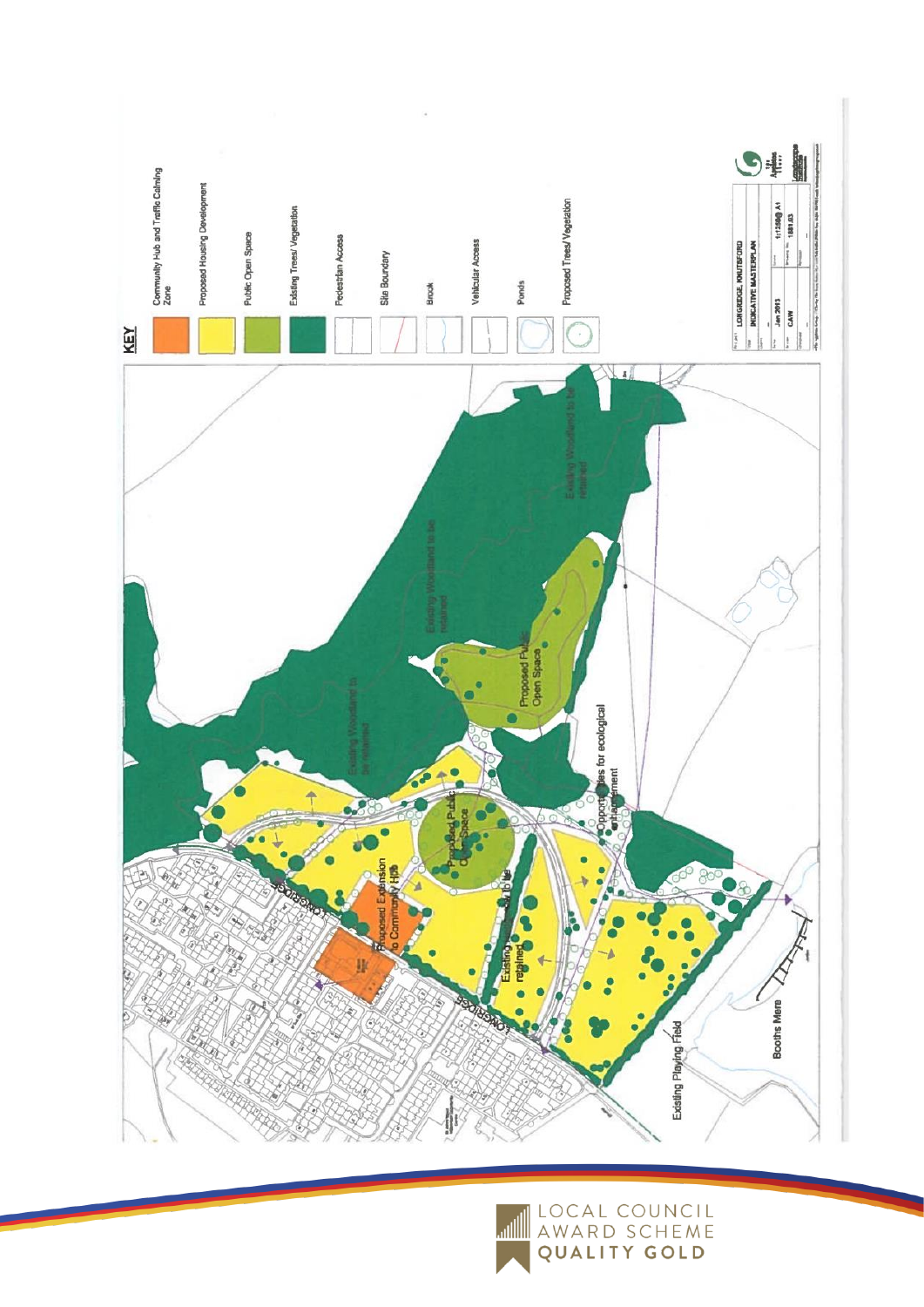KEY

Community Hub and Traffic Calming Zone

Proposed Housing Development

Public Open Space

Existing Trees/ Vegetation

Pedestrian Access

Site Boundary

Brook

Vehicular Access

Ponds

Proposed Trees/Vegetation

LONGRIDGE, KNUTSFORD

INDICATIVE MASTERPLAN

Jan 2013

1:1250@ A1

CAW

1881.03

Existing Woodland to be retained

Existing Woodland to be retained

Existing Woodland to be retained

Proposed Public Open Space

Proposed Public Open Space

Opportunities for ecological enhancement

Proposed Extension to Community Hub

Existing vegetation to be retained

LONGRIDGE

LONGRIDGE

Existing Playing Field

Booths Mere

LOCAL COUNCIL
AWARD SCHEME
QUALITY GOLD